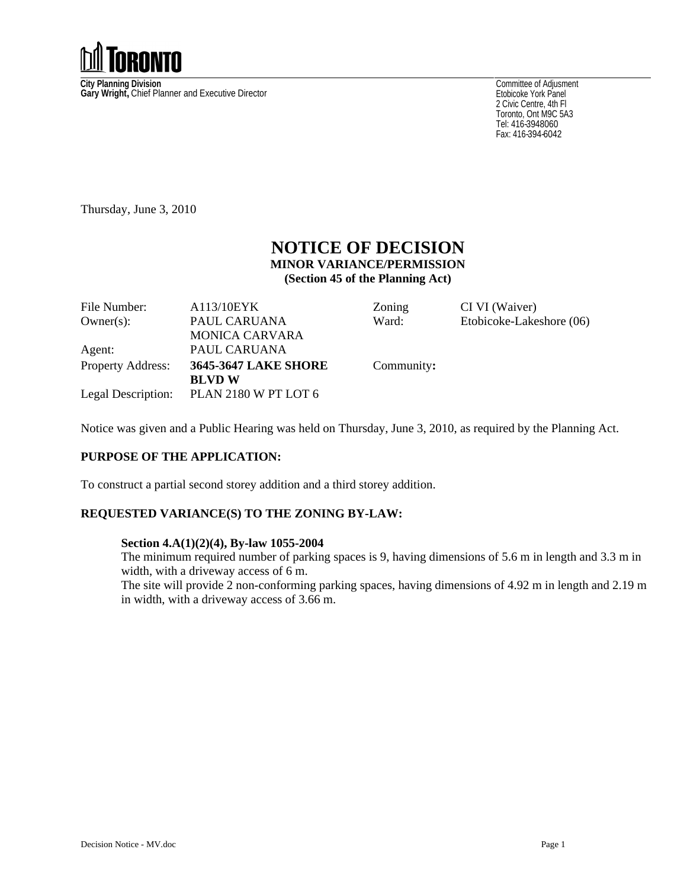TORONTO

**City Planning Division**
**Gary Wright,** Chief Planner and Executive Director

Committee of Adjusment
Etobicoke York Panel
2 Civic Centre, 4th Fl
Toronto, Ont M9C 5A3
Tel: 416-3948060
Fax: 416-394-6042

Thursday, June 3, 2010

# NOTICE OF DECISION

### MINOR VARIANCE/PERMISSION

### (Section 45 of the Planning Act)

| | | | |
|---|---|---|---|
| File Number: | A113/10EYK | Zoning | CI VI (Waiver) |
| Owner(s): | PAUL CARUANA<br>MONICA CARVARA | Ward: | Etobicoke-Lakeshore (06) |
| Agent: | PAUL CARUANA | | |
| Property Address: | **3645-3647 LAKE SHORE BLVD W** | Community**:** | |
| Legal Description: | PLAN 2180 W PT LOT 6 | | |

Notice was given and a Public Hearing was held on Thursday, June 3, 2010, as required by the Planning Act.

**PURPOSE OF THE APPLICATION:**

To construct a partial second storey addition and a third storey addition.

**REQUESTED VARIANCE(S) TO THE ZONING BY-LAW:**

**Section 4.A(1)(2)(4), By-law 1055-2004**
The minimum required number of parking spaces is 9, having dimensions of 5.6 m in length and 3.3 m in width, with a driveway access of 6 m.
The site will provide 2 non-conforming parking spaces, having dimensions of 4.92 m in length and 2.19 m in width, with a driveway access of 3.66 m.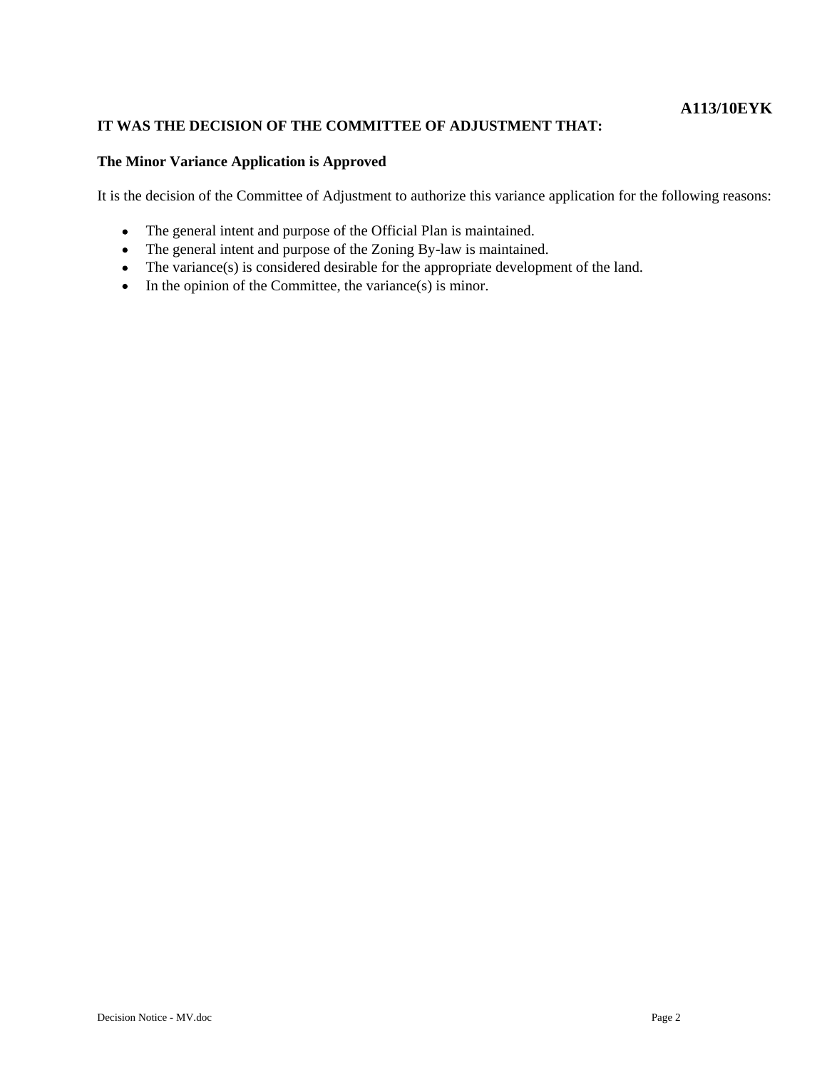**A113/10EYK**

**IT WAS THE DECISION OF THE COMMITTEE OF ADJUSTMENT THAT:**

**The Minor Variance Application is Approved**

It is the decision of the Committee of Adjustment to authorize this variance application for the following reasons:

- The general intent and purpose of the Official Plan is maintained.
- The general intent and purpose of the Zoning By-law is maintained.
- The variance(s) is considered desirable for the appropriate development of the land.
- In the opinion of the Committee, the variance(s) is minor.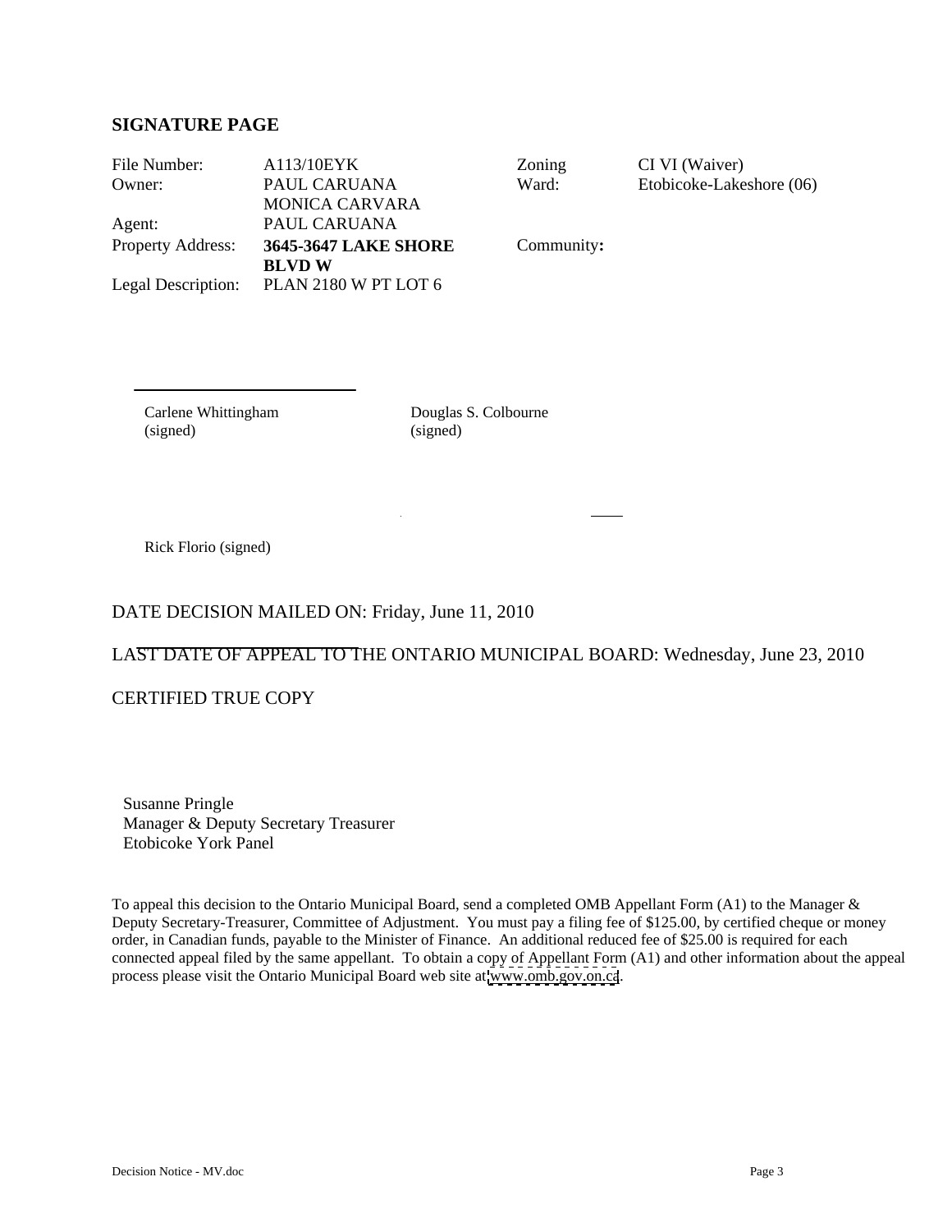## SIGNATURE PAGE

| | | | |
|---|---|---|---|
| File Number: | A113/10EYK | Zoning | CI VI (Waiver) |
| Owner: | PAUL CARUANA<br>MONICA CARVARA | Ward: | Etobicoke-Lakeshore (06) |
| Agent: | PAUL CARUANA | | |
| Property Address: | **3645-3647 LAKE SHORE BLVD W** | Community**:** | |
| Legal Description: | PLAN 2180 W PT LOT 6 | | |

Carlene Whittingham
(signed)

Douglas S. Colbourne
(signed)

Rick Florio (signed)

DATE DECISION MAILED ON: Friday, June 11, 2010

LAST DATE OF APPEAL TO THE ONTARIO MUNICIPAL BOARD: Wednesday, June 23, 2010

CERTIFIED TRUE COPY

Susanne Pringle
Manager & Deputy Secretary Treasurer
Etobicoke York Panel

To appeal this decision to the Ontario Municipal Board, send a completed OMB Appellant Form (A1) to the Manager & Deputy Secretary-Treasurer, Committee of Adjustment. You must pay a filing fee of $125.00, by certified cheque or money order, in Canadian funds, payable to the Minister of Finance. An additional reduced fee of $25.00 is required for each connected appeal filed by the same appellant. To obtain a copy of Appellant Form (A1) and other information about the appeal process please visit the Ontario Municipal Board web site at www.omb.gov.on.ca.

Decision Notice - MV.doc